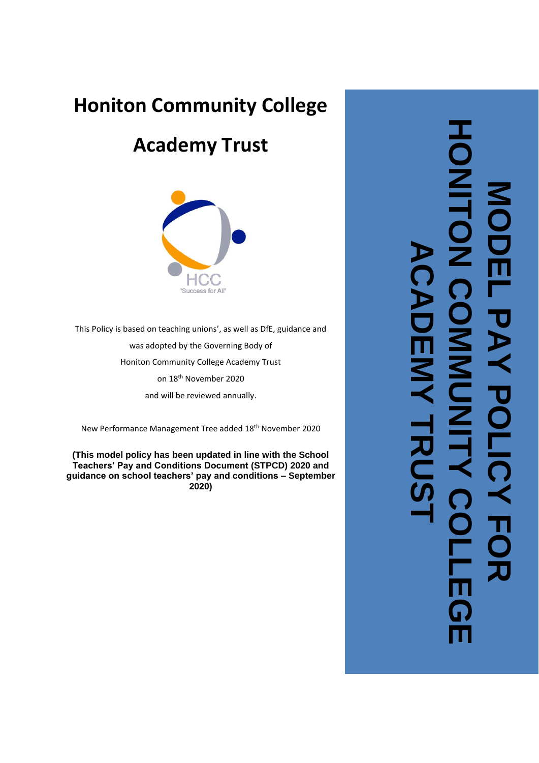# Honiton Community College

# Academy Trust

HCC

'Success for All'

This Policy is based on teaching unions', as well as DfE, guidance and was adopted by the Governing Body of Honiton Community College Academy Trust on 18th November 2020 and will be reviewed annually.

New Performance Management Tree added 18th November 2020

**(This model policy has been updated in line with the School Teachers' Pay and Conditions Document (STPCD) 2020 and guidance on school teachers' pay and conditions – September 2020)**

# MODEL PAY POLICY FOR HONITON COMMUNITY COLLEGE ACADEMY TRUST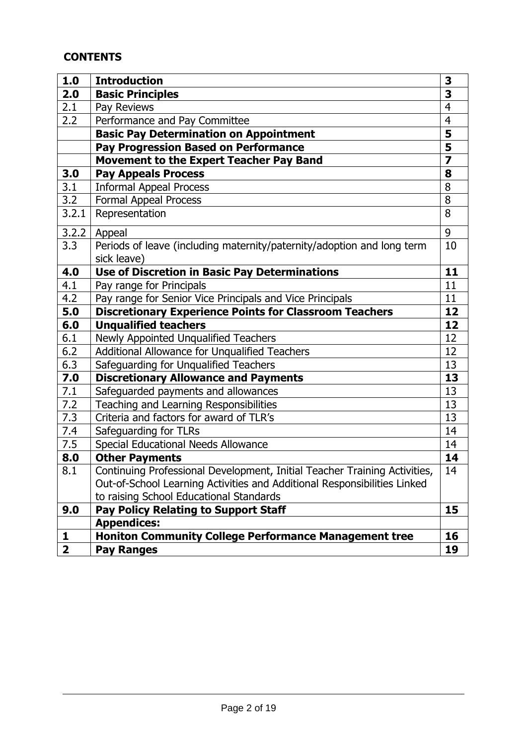## CONTENTS

| | | |
|---|---|---|
| **1.0** | **Introduction** | **3** |
| **2.0** | **Basic Principles** | **3** |
| 2.1 | Pay Reviews | 4 |
| 2.2 | Performance and Pay Committee | 4 |
| | **Basic Pay Determination on Appointment** | **5** |
| | **Pay Progression Based on Performance** | **5** |
| | **Movement to the Expert Teacher Pay Band** | **7** |
| **3.0** | **Pay Appeals Process** | **8** |
| 3.1 | Informal Appeal Process | 8 |
| 3.2 | Formal Appeal Process | 8 |
| 3.2.1 | Representation | 8 |
| 3.2.2 | Appeal | 9 |
| 3.3 | Periods of leave (including maternity/paternity/adoption and long term sick leave) | 10 |
| **4.0** | **Use of Discretion in Basic Pay Determinations** | **11** |
| 4.1 | Pay range for Principals | 11 |
| 4.2 | Pay range for Senior Vice Principals and Vice Principals | 11 |
| **5.0** | **Discretionary Experience Points for Classroom Teachers** | **12** |
| **6.0** | **Unqualified teachers** | **12** |
| 6.1 | Newly Appointed Unqualified Teachers | 12 |
| 6.2 | Additional Allowance for Unqualified Teachers | 12 |
| 6.3 | Safeguarding for Unqualified Teachers | 13 |
| **7.0** | **Discretionary Allowance and Payments** | **13** |
| 7.1 | Safeguarded payments and allowances | 13 |
| 7.2 | Teaching and Learning Responsibilities | 13 |
| 7.3 | Criteria and factors for award of TLR's | 13 |
| 7.4 | Safeguarding for TLRs | 14 |
| 7.5 | Special Educational Needs Allowance | 14 |
| **8.0** | **Other Payments** | **14** |
| 8.1 | Continuing Professional Development, Initial Teacher Training Activities, Out-of-School Learning Activities and Additional Responsibilities Linked to raising School Educational Standards | 14 |
| **9.0** | **Pay Policy Relating to Support Staff** | **15** |
| | **Appendices:** | |
| **1** | **Honiton Community College Performance Management tree** | **16** |
| **2** | **Pay Ranges** | **19** |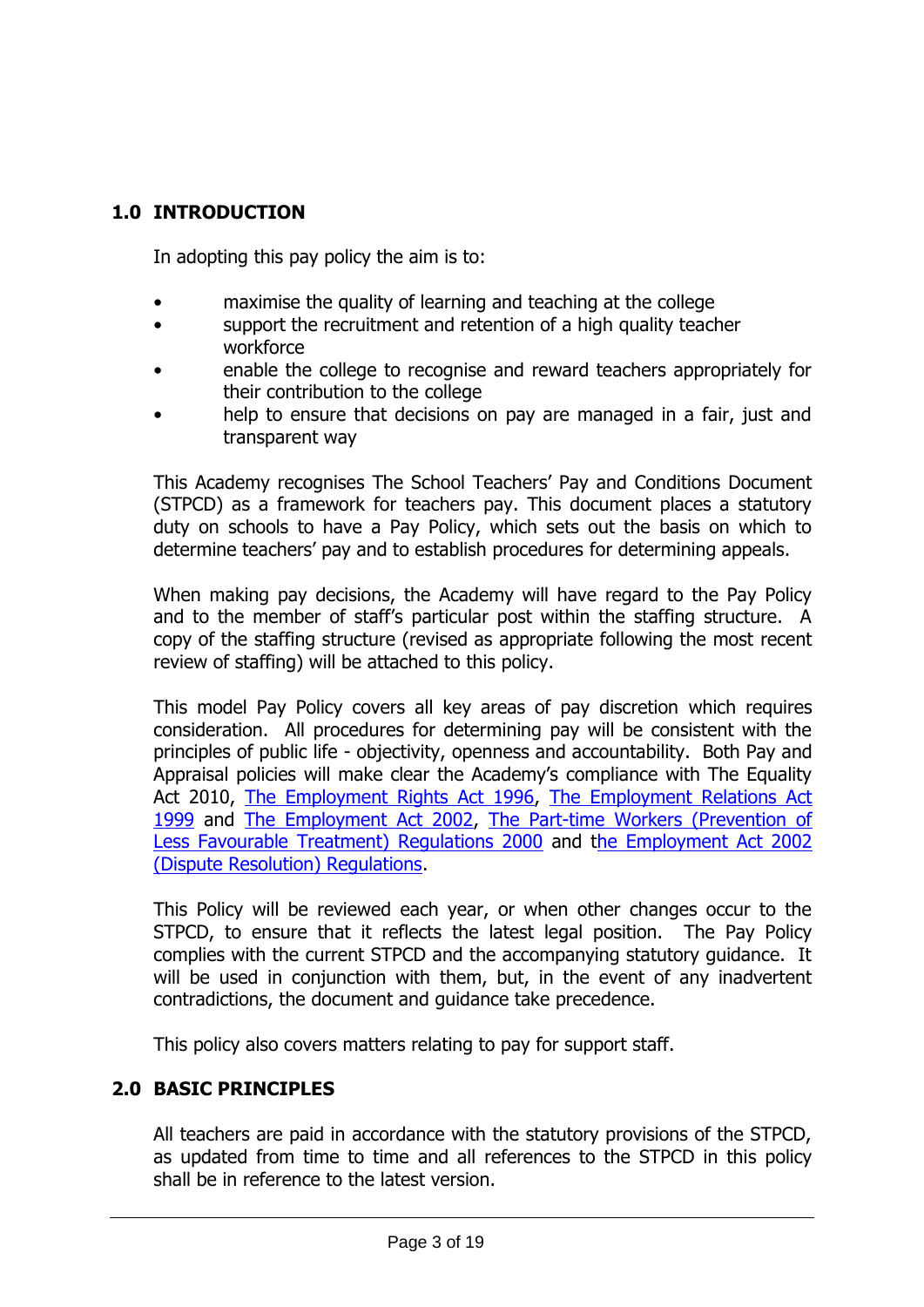## 1.0 INTRODUCTION

In adopting this pay policy the aim is to:

- maximise the quality of learning and teaching at the college
- support the recruitment and retention of a high quality teacher workforce
- enable the college to recognise and reward teachers appropriately for their contribution to the college
- help to ensure that decisions on pay are managed in a fair, just and transparent way

This Academy recognises The School Teachers' Pay and Conditions Document (STPCD) as a framework for teachers pay. This document places a statutory duty on schools to have a Pay Policy, which sets out the basis on which to determine teachers' pay and to establish procedures for determining appeals.

When making pay decisions, the Academy will have regard to the Pay Policy and to the member of staff's particular post within the staffing structure. A copy of the staffing structure (revised as appropriate following the most recent review of staffing) will be attached to this policy.

This model Pay Policy covers all key areas of pay discretion which requires consideration. All procedures for determining pay will be consistent with the principles of public life - objectivity, openness and accountability. Both Pay and Appraisal policies will make clear the Academy's compliance with The Equality Act 2010, The Employment Rights Act 1996, The Employment Relations Act 1999 and The Employment Act 2002, The Part-time Workers (Prevention of Less Favourable Treatment) Regulations 2000 and the Employment Act 2002 (Dispute Resolution) Regulations.

This Policy will be reviewed each year, or when other changes occur to the STPCD, to ensure that it reflects the latest legal position. The Pay Policy complies with the current STPCD and the accompanying statutory guidance. It will be used in conjunction with them, but, in the event of any inadvertent contradictions, the document and guidance take precedence.

This policy also covers matters relating to pay for support staff.

## 2.0 BASIC PRINCIPLES

All teachers are paid in accordance with the statutory provisions of the STPCD, as updated from time to time and all references to the STPCD in this policy shall be in reference to the latest version.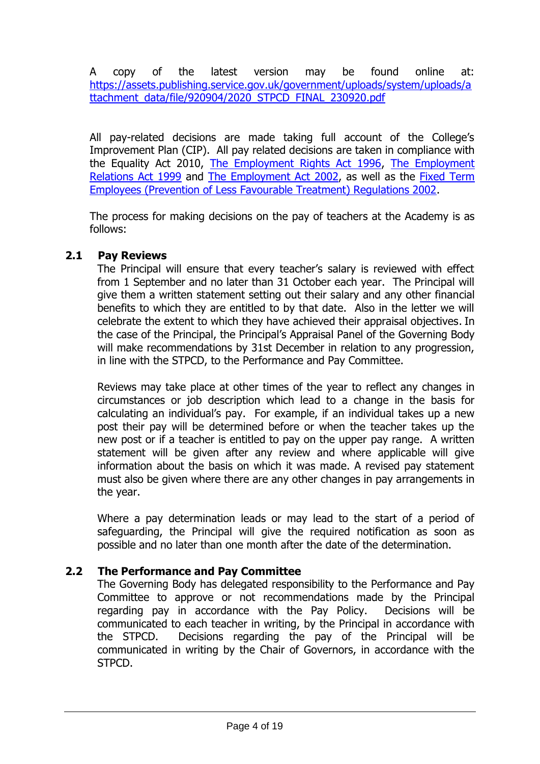A copy of the latest version may be found online at: [https://assets.publishing.service.gov.uk/government/uploads/system/uploads/attachment_data/file/920904/2020_STPCD_FINAL_230920.pdf](https://assets.publishing.service.gov.uk/government/uploads/system/uploads/attachment_data/file/920904/2020_STPCD_FINAL_230920.pdf)

All pay-related decisions are made taking full account of the College's Improvement Plan (CIP). All pay related decisions are taken in compliance with the Equality Act 2010, The Employment Rights Act 1996, The Employment Relations Act 1999 and The Employment Act 2002, as well as the Fixed Term Employees (Prevention of Less Favourable Treatment) Regulations 2002.

The process for making decisions on the pay of teachers at the Academy is as follows:

### 2.1 Pay Reviews

The Principal will ensure that every teacher's salary is reviewed with effect from 1 September and no later than 31 October each year. The Principal will give them a written statement setting out their salary and any other financial benefits to which they are entitled to by that date. Also in the letter we will celebrate the extent to which they have achieved their appraisal objectives. In the case of the Principal, the Principal's Appraisal Panel of the Governing Body will make recommendations by 31st December in relation to any progression, in line with the STPCD, to the Performance and Pay Committee.

Reviews may take place at other times of the year to reflect any changes in circumstances or job description which lead to a change in the basis for calculating an individual's pay. For example, if an individual takes up a new post their pay will be determined before or when the teacher takes up the new post or if a teacher is entitled to pay on the upper pay range. A written statement will be given after any review and where applicable will give information about the basis on which it was made. A revised pay statement must also be given where there are any other changes in pay arrangements in the year.

Where a pay determination leads or may lead to the start of a period of safeguarding, the Principal will give the required notification as soon as possible and no later than one month after the date of the determination.

### 2.2 The Performance and Pay Committee

The Governing Body has delegated responsibility to the Performance and Pay Committee to approve or not recommendations made by the Principal regarding pay in accordance with the Pay Policy. Decisions will be communicated to each teacher in writing, by the Principal in accordance with the STPCD. Decisions regarding the pay of the Principal will be communicated in writing by the Chair of Governors, in accordance with the STPCD.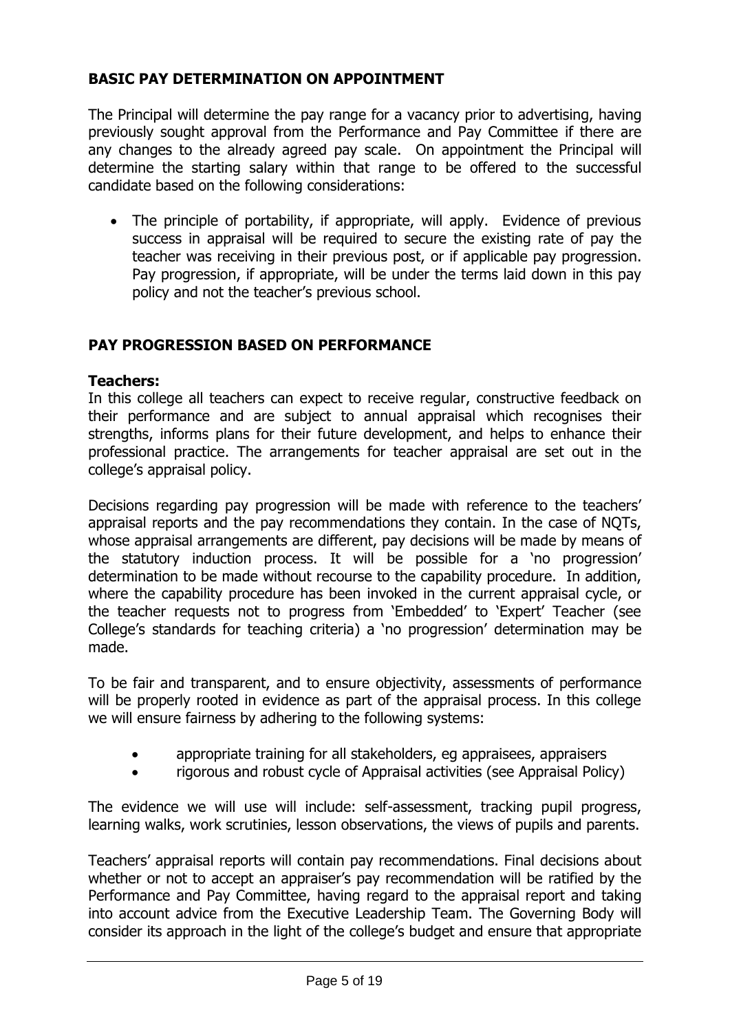## BASIC PAY DETERMINATION ON APPOINTMENT

The Principal will determine the pay range for a vacancy prior to advertising, having previously sought approval from the Performance and Pay Committee if there are any changes to the already agreed pay scale. On appointment the Principal will determine the starting salary within that range to be offered to the successful candidate based on the following considerations:

- The principle of portability, if appropriate, will apply. Evidence of previous success in appraisal will be required to secure the existing rate of pay the teacher was receiving in their previous post, or if applicable pay progression. Pay progression, if appropriate, will be under the terms laid down in this pay policy and not the teacher's previous school.

## PAY PROGRESSION BASED ON PERFORMANCE

### Teachers:

In this college all teachers can expect to receive regular, constructive feedback on their performance and are subject to annual appraisal which recognises their strengths, informs plans for their future development, and helps to enhance their professional practice. The arrangements for teacher appraisal are set out in the college's appraisal policy.

Decisions regarding pay progression will be made with reference to the teachers' appraisal reports and the pay recommendations they contain. In the case of NQTs, whose appraisal arrangements are different, pay decisions will be made by means of the statutory induction process. It will be possible for a 'no progression' determination to be made without recourse to the capability procedure. In addition, where the capability procedure has been invoked in the current appraisal cycle, or the teacher requests not to progress from 'Embedded' to 'Expert' Teacher (see College's standards for teaching criteria) a 'no progression' determination may be made.

To be fair and transparent, and to ensure objectivity, assessments of performance will be properly rooted in evidence as part of the appraisal process. In this college we will ensure fairness by adhering to the following systems:

- appropriate training for all stakeholders, eg appraisees, appraisers
- rigorous and robust cycle of Appraisal activities (see Appraisal Policy)

The evidence we will use will include: self-assessment, tracking pupil progress, learning walks, work scrutinies, lesson observations, the views of pupils and parents.

Teachers' appraisal reports will contain pay recommendations. Final decisions about whether or not to accept an appraiser's pay recommendation will be ratified by the Performance and Pay Committee, having regard to the appraisal report and taking into account advice from the Executive Leadership Team. The Governing Body will consider its approach in the light of the college's budget and ensure that appropriate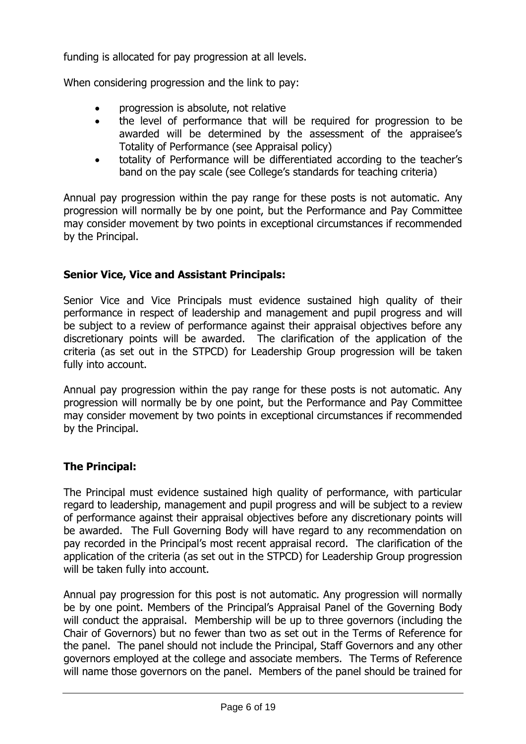funding is allocated for pay progression at all levels.

When considering progression and the link to pay:

- progression is absolute, not relative
- the level of performance that will be required for progression to be awarded will be determined by the assessment of the appraisee's Totality of Performance (see Appraisal policy)
- totality of Performance will be differentiated according to the teacher's band on the pay scale (see College's standards for teaching criteria)

Annual pay progression within the pay range for these posts is not automatic. Any progression will normally be by one point, but the Performance and Pay Committee may consider movement by two points in exceptional circumstances if recommended by the Principal.

**Senior Vice, Vice and Assistant Principals:**

Senior Vice and Vice Principals must evidence sustained high quality of their performance in respect of leadership and management and pupil progress and will be subject to a review of performance against their appraisal objectives before any discretionary points will be awarded. The clarification of the application of the criteria (as set out in the STPCD) for Leadership Group progression will be taken fully into account.

Annual pay progression within the pay range for these posts is not automatic. Any progression will normally be by one point, but the Performance and Pay Committee may consider movement by two points in exceptional circumstances if recommended by the Principal.

**The Principal:**

The Principal must evidence sustained high quality of performance, with particular regard to leadership, management and pupil progress and will be subject to a review of performance against their appraisal objectives before any discretionary points will be awarded. The Full Governing Body will have regard to any recommendation on pay recorded in the Principal's most recent appraisal record. The clarification of the application of the criteria (as set out in the STPCD) for Leadership Group progression will be taken fully into account.

Annual pay progression for this post is not automatic. Any progression will normally be by one point. Members of the Principal's Appraisal Panel of the Governing Body will conduct the appraisal. Membership will be up to three governors (including the Chair of Governors) but no fewer than two as set out in the Terms of Reference for the panel. The panel should not include the Principal, Staff Governors and any other governors employed at the college and associate members. The Terms of Reference will name those governors on the panel. Members of the panel should be trained for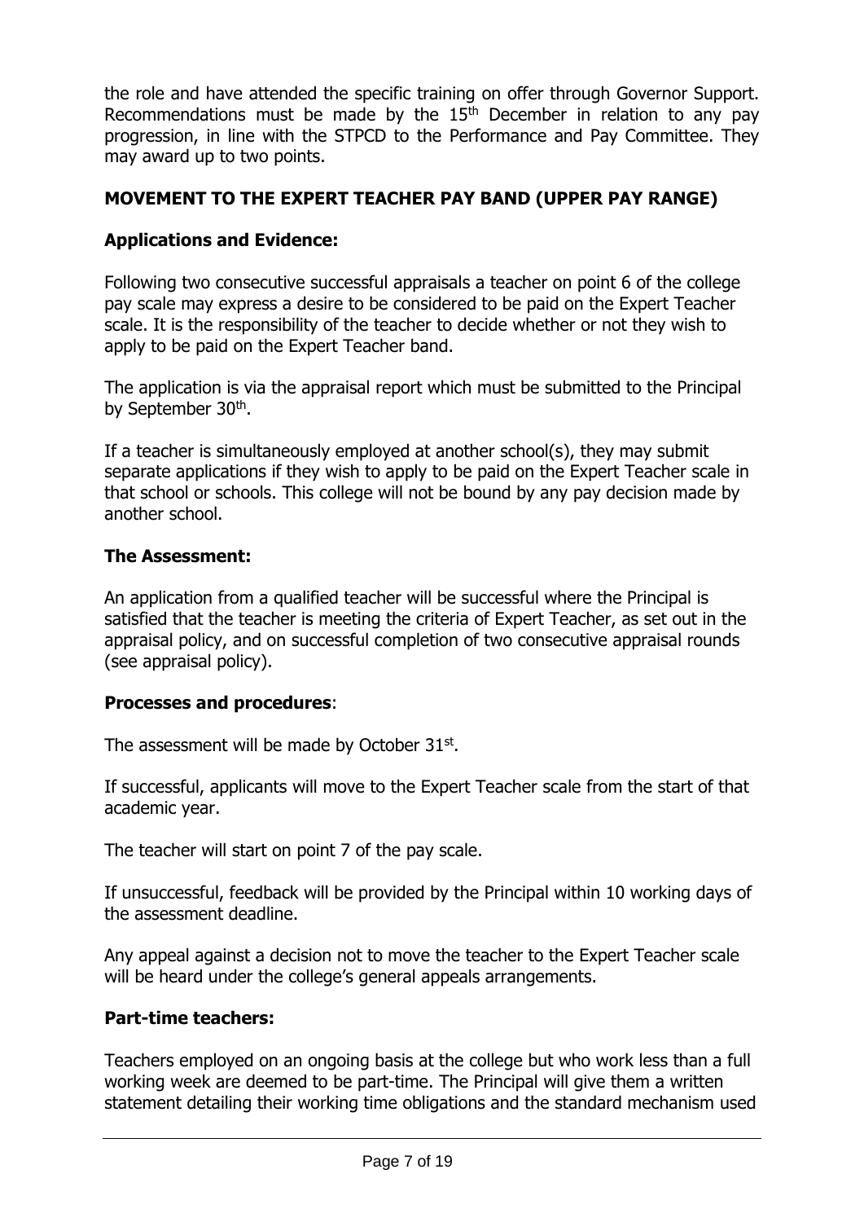the role and have attended the specific training on offer through Governor Support. Recommendations must be made by the 15th December in relation to any pay progression, in line with the STPCD to the Performance and Pay Committee. They may award up to two points.

## MOVEMENT TO THE EXPERT TEACHER PAY BAND (UPPER PAY RANGE)

### Applications and Evidence:

Following two consecutive successful appraisals a teacher on point 6 of the college pay scale may express a desire to be considered to be paid on the Expert Teacher scale. It is the responsibility of the teacher to decide whether or not they wish to apply to be paid on the Expert Teacher band.

The application is via the appraisal report which must be submitted to the Principal by September 30th.

If a teacher is simultaneously employed at another school(s), they may submit separate applications if they wish to apply to be paid on the Expert Teacher scale in that school or schools. This college will not be bound by any pay decision made by another school.

### The Assessment:

An application from a qualified teacher will be successful where the Principal is satisfied that the teacher is meeting the criteria of Expert Teacher, as set out in the appraisal policy, and on successful completion of two consecutive appraisal rounds (see appraisal policy).

### Processes and procedures:

The assessment will be made by October 31st.

If successful, applicants will move to the Expert Teacher scale from the start of that academic year.

The teacher will start on point 7 of the pay scale.

If unsuccessful, feedback will be provided by the Principal within 10 working days of the assessment deadline.

Any appeal against a decision not to move the teacher to the Expert Teacher scale will be heard under the college's general appeals arrangements.

### Part-time teachers:

Teachers employed on an ongoing basis at the college but who work less than a full working week are deemed to be part-time. The Principal will give them a written statement detailing their working time obligations and the standard mechanism used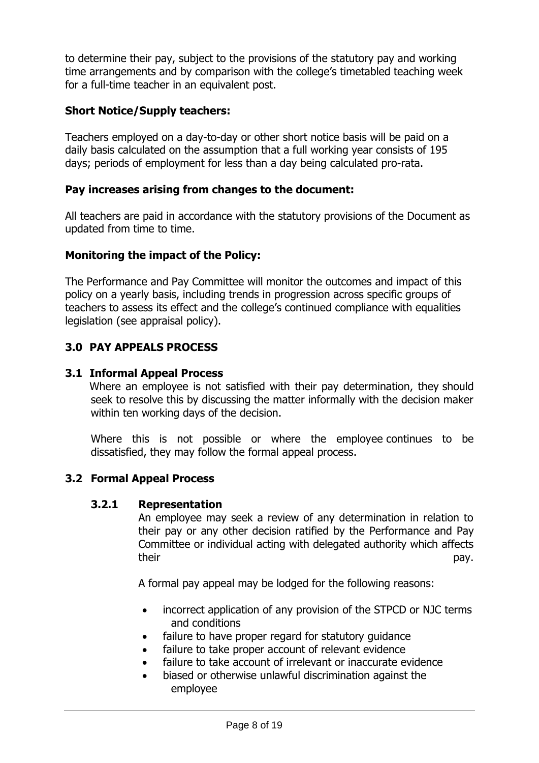to determine their pay, subject to the provisions of the statutory pay and working time arrangements and by comparison with the college's timetabled teaching week for a full-time teacher in an equivalent post.

**Short Notice/Supply teachers:**

Teachers employed on a day-to-day or other short notice basis will be paid on a daily basis calculated on the assumption that a full working year consists of 195 days; periods of employment for less than a day being calculated pro-rata.

**Pay increases arising from changes to the document:**

All teachers are paid in accordance with the statutory provisions of the Document as updated from time to time.

**Monitoring the impact of the Policy:**

The Performance and Pay Committee will monitor the outcomes and impact of this policy on a yearly basis, including trends in progression across specific groups of teachers to assess its effect and the college's continued compliance with equalities legislation (see appraisal policy).

## 3.0 PAY APPEALS PROCESS

### 3.1 Informal Appeal Process

Where an employee is not satisfied with their pay determination, they should seek to resolve this by discussing the matter informally with the decision maker within ten working days of the decision.

Where this is not possible or where the employee continues to be dissatisfied, they may follow the formal appeal process.

### 3.2 Formal Appeal Process

#### 3.2.1 Representation

An employee may seek a review of any determination in relation to their pay or any other decision ratified by the Performance and Pay Committee or individual acting with delegated authority which affects their pay.

A formal pay appeal may be lodged for the following reasons:

- incorrect application of any provision of the STPCD or NJC terms and conditions
- failure to have proper regard for statutory guidance
- failure to take proper account of relevant evidence
- failure to take account of irrelevant or inaccurate evidence
- biased or otherwise unlawful discrimination against the employee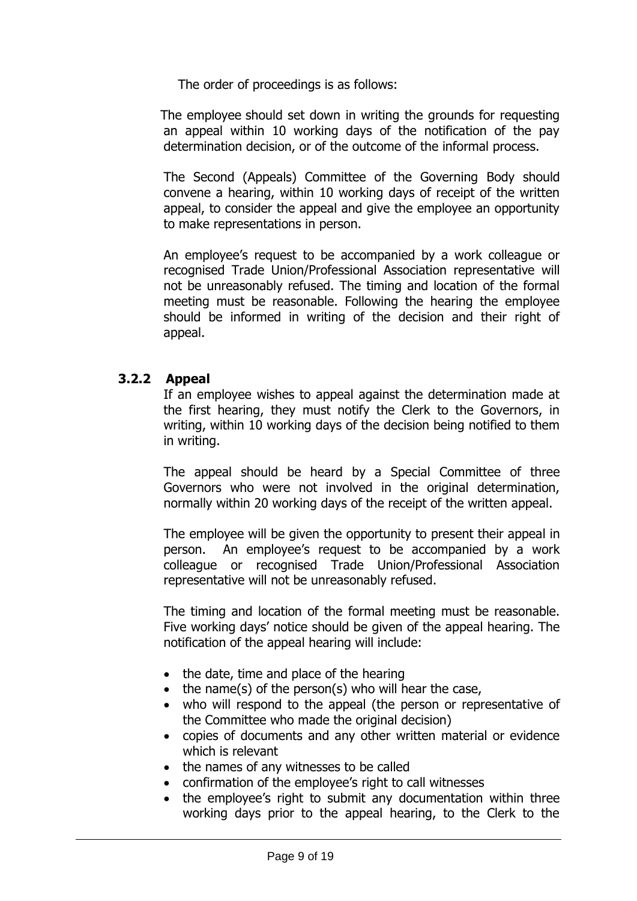The order of proceedings is as follows:

The employee should set down in writing the grounds for requesting an appeal within 10 working days of the notification of the pay determination decision, or of the outcome of the informal process.

The Second (Appeals) Committee of the Governing Body should convene a hearing, within 10 working days of receipt of the written appeal, to consider the appeal and give the employee an opportunity to make representations in person.

An employee's request to be accompanied by a work colleague or recognised Trade Union/Professional Association representative will not be unreasonably refused. The timing and location of the formal meeting must be reasonable. Following the hearing the employee should be informed in writing of the decision and their right of appeal.

### 3.2.2 Appeal

If an employee wishes to appeal against the determination made at the first hearing, they must notify the Clerk to the Governors, in writing, within 10 working days of the decision being notified to them in writing.

The appeal should be heard by a Special Committee of three Governors who were not involved in the original determination, normally within 20 working days of the receipt of the written appeal.

The employee will be given the opportunity to present their appeal in person. An employee's request to be accompanied by a work colleague or recognised Trade Union/Professional Association representative will not be unreasonably refused.

The timing and location of the formal meeting must be reasonable. Five working days' notice should be given of the appeal hearing. The notification of the appeal hearing will include:

- the date, time and place of the hearing
- the name(s) of the person(s) who will hear the case,
- who will respond to the appeal (the person or representative of the Committee who made the original decision)
- copies of documents and any other written material or evidence which is relevant
- the names of any witnesses to be called
- confirmation of the employee's right to call witnesses
- the employee's right to submit any documentation within three working days prior to the appeal hearing, to the Clerk to the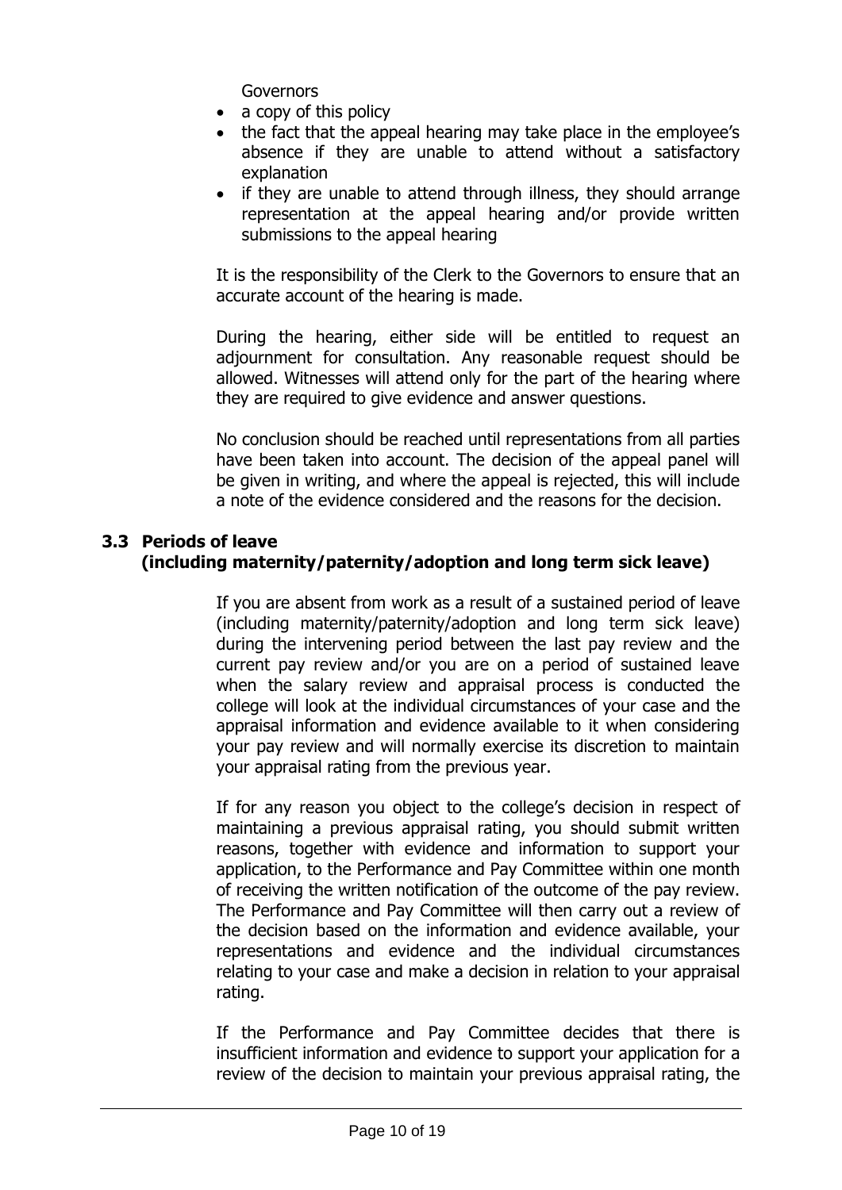Governors

- a copy of this policy
- the fact that the appeal hearing may take place in the employee's absence if they are unable to attend without a satisfactory explanation
- if they are unable to attend through illness, they should arrange representation at the appeal hearing and/or provide written submissions to the appeal hearing

It is the responsibility of the Clerk to the Governors to ensure that an accurate account of the hearing is made.

During the hearing, either side will be entitled to request an adjournment for consultation. Any reasonable request should be allowed. Witnesses will attend only for the part of the hearing where they are required to give evidence and answer questions.

No conclusion should be reached until representations from all parties have been taken into account. The decision of the appeal panel will be given in writing, and where the appeal is rejected, this will include a note of the evidence considered and the reasons for the decision.

### 3.3 Periods of leave (including maternity/paternity/adoption and long term sick leave)

If you are absent from work as a result of a sustained period of leave (including maternity/paternity/adoption and long term sick leave) during the intervening period between the last pay review and the current pay review and/or you are on a period of sustained leave when the salary review and appraisal process is conducted the college will look at the individual circumstances of your case and the appraisal information and evidence available to it when considering your pay review and will normally exercise its discretion to maintain your appraisal rating from the previous year.

If for any reason you object to the college's decision in respect of maintaining a previous appraisal rating, you should submit written reasons, together with evidence and information to support your application, to the Performance and Pay Committee within one month of receiving the written notification of the outcome of the pay review. The Performance and Pay Committee will then carry out a review of the decision based on the information and evidence available, your representations and evidence and the individual circumstances relating to your case and make a decision in relation to your appraisal rating.

If the Performance and Pay Committee decides that there is insufficient information and evidence to support your application for a review of the decision to maintain your previous appraisal rating, the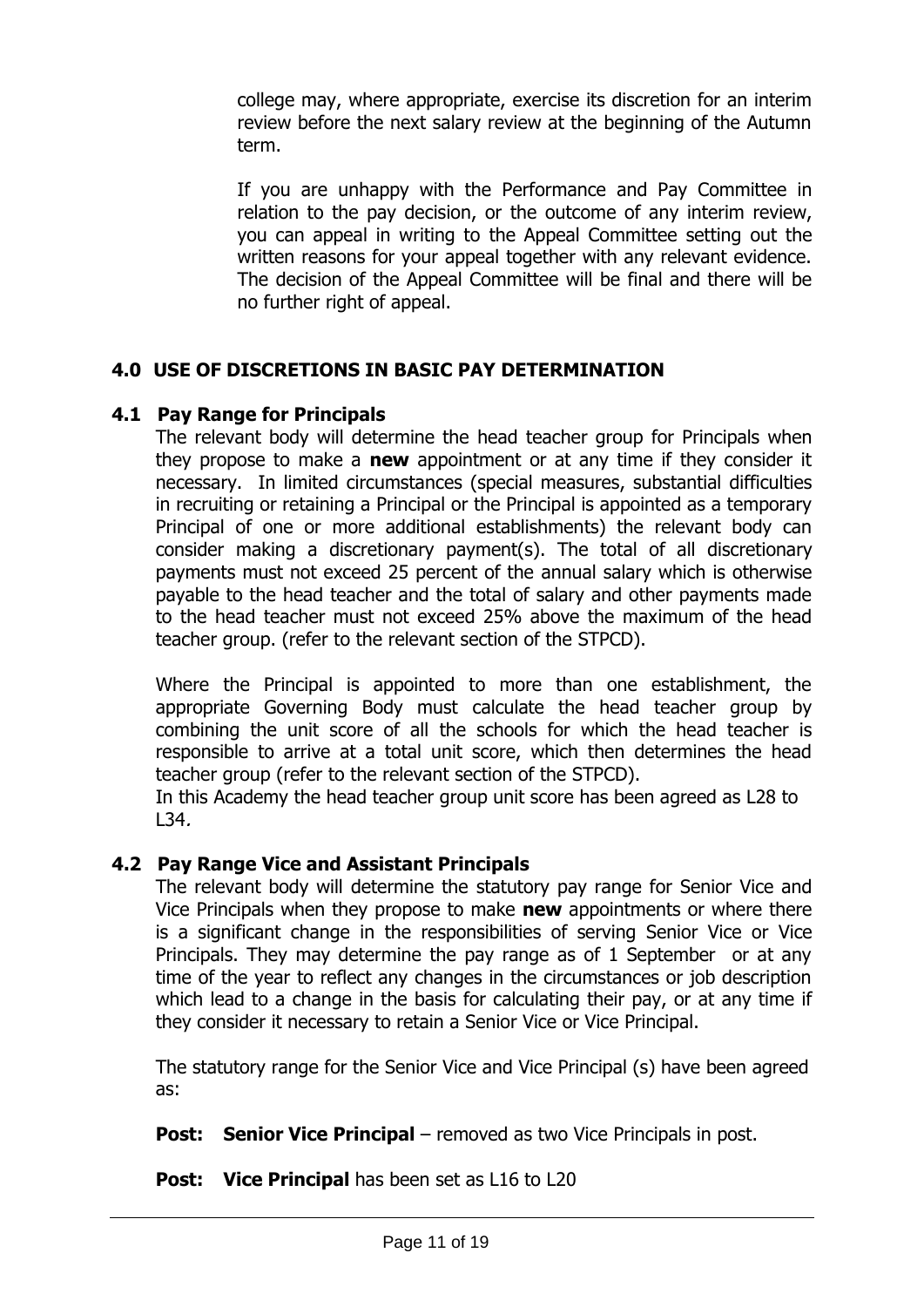college may, where appropriate, exercise its discretion for an interim review before the next salary review at the beginning of the Autumn term.

If you are unhappy with the Performance and Pay Committee in relation to the pay decision, or the outcome of any interim review, you can appeal in writing to the Appeal Committee setting out the written reasons for your appeal together with any relevant evidence. The decision of the Appeal Committee will be final and there will be no further right of appeal.

## 4.0 USE OF DISCRETIONS IN BASIC PAY DETERMINATION

### 4.1 Pay Range for Principals

The relevant body will determine the head teacher group for Principals when they propose to make a **new** appointment or at any time if they consider it necessary. In limited circumstances (special measures, substantial difficulties in recruiting or retaining a Principal or the Principal is appointed as a temporary Principal of one or more additional establishments) the relevant body can consider making a discretionary payment(s). The total of all discretionary payments must not exceed 25 percent of the annual salary which is otherwise payable to the head teacher and the total of salary and other payments made to the head teacher must not exceed 25% above the maximum of the head teacher group. (refer to the relevant section of the STPCD).

Where the Principal is appointed to more than one establishment, the appropriate Governing Body must calculate the head teacher group by combining the unit score of all the schools for which the head teacher is responsible to arrive at a total unit score, which then determines the head teacher group (refer to the relevant section of the STPCD).
In this Academy the head teacher group unit score has been agreed as L28 to L34.

### 4.2 Pay Range Vice and Assistant Principals

The relevant body will determine the statutory pay range for Senior Vice and Vice Principals when they propose to make **new** appointments or where there is a significant change in the responsibilities of serving Senior Vice or Vice Principals. They may determine the pay range as of 1 September or at any time of the year to reflect any changes in the circumstances or job description which lead to a change in the basis for calculating their pay, or at any time if they consider it necessary to retain a Senior Vice or Vice Principal.

The statutory range for the Senior Vice and Vice Principal (s) have been agreed as:

**Post: Senior Vice Principal** – removed as two Vice Principals in post.

**Post: Vice Principal** has been set as L16 to L20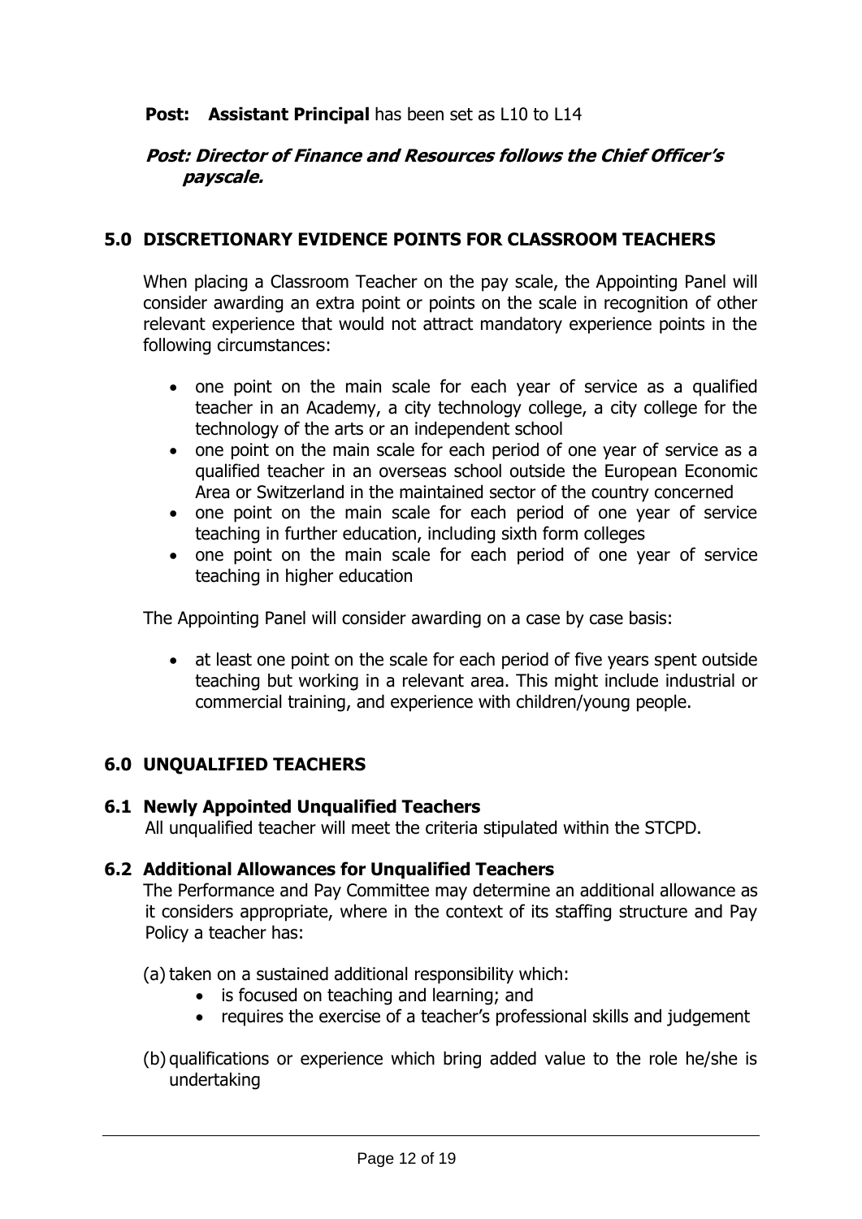**Post: Assistant Principal** has been set as L10 to L14

***Post: Director of Finance and Resources follows the Chief Officer's payscale.***

## 5.0 DISCRETIONARY EVIDENCE POINTS FOR CLASSROOM TEACHERS

When placing a Classroom Teacher on the pay scale, the Appointing Panel will consider awarding an extra point or points on the scale in recognition of other relevant experience that would not attract mandatory experience points in the following circumstances:

- one point on the main scale for each year of service as a qualified teacher in an Academy, a city technology college, a city college for the technology of the arts or an independent school
- one point on the main scale for each period of one year of service as a qualified teacher in an overseas school outside the European Economic Area or Switzerland in the maintained sector of the country concerned
- one point on the main scale for each period of one year of service teaching in further education, including sixth form colleges
- one point on the main scale for each period of one year of service teaching in higher education

The Appointing Panel will consider awarding on a case by case basis:

- at least one point on the scale for each period of five years spent outside teaching but working in a relevant area. This might include industrial or commercial training, and experience with children/young people.

## 6.0 UNQUALIFIED TEACHERS

### 6.1 Newly Appointed Unqualified Teachers

All unqualified teacher will meet the criteria stipulated within the STCPD.

### 6.2 Additional Allowances for Unqualified Teachers

The Performance and Pay Committee may determine an additional allowance as it considers appropriate, where in the context of its staffing structure and Pay Policy a teacher has:

(a) taken on a sustained additional responsibility which:
- is focused on teaching and learning; and
- requires the exercise of a teacher's professional skills and judgement

(b) qualifications or experience which bring added value to the role he/she is undertaking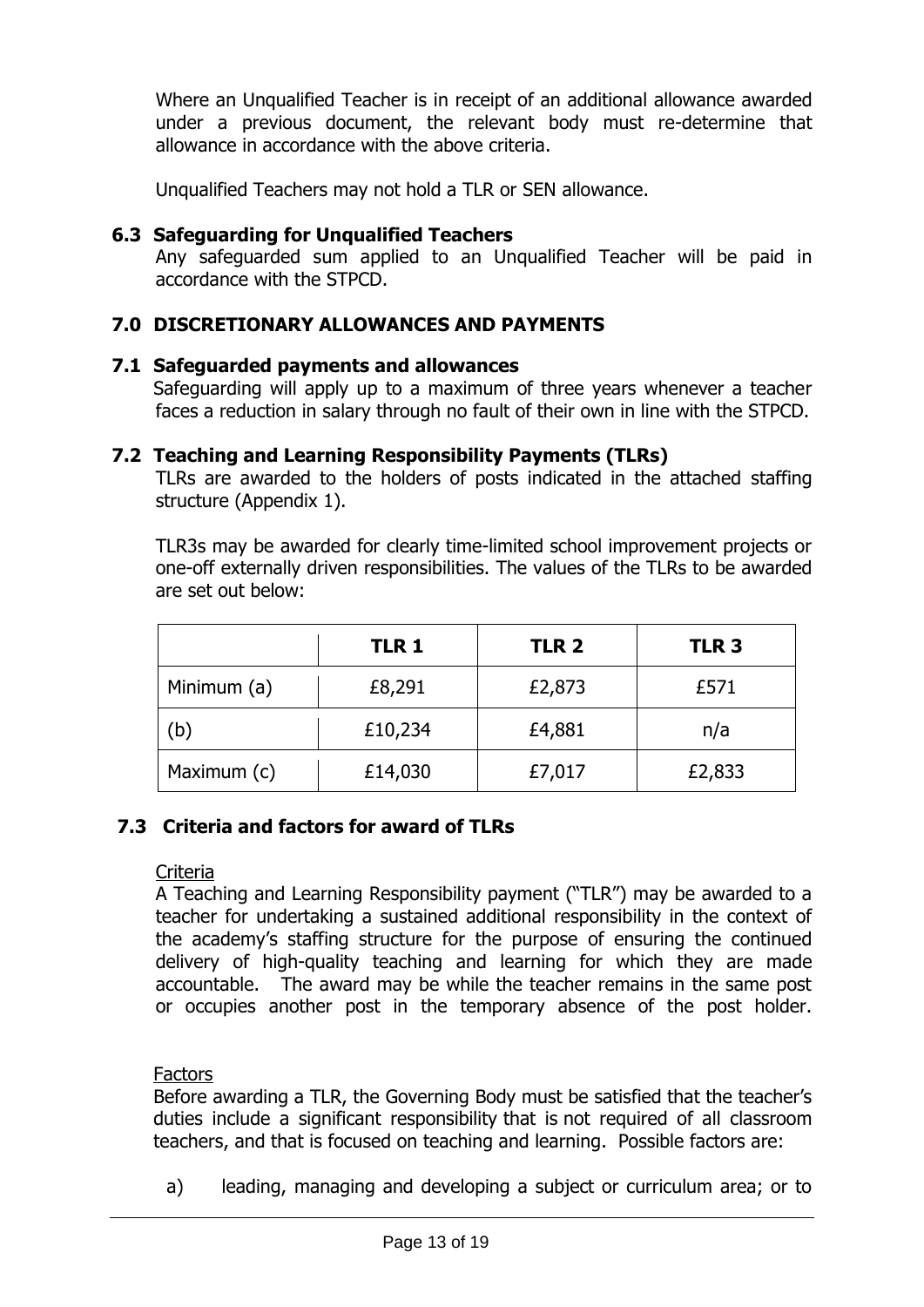Where an Unqualified Teacher is in receipt of an additional allowance awarded under a previous document, the relevant body must re-determine that allowance in accordance with the above criteria.

Unqualified Teachers may not hold a TLR or SEN allowance.

### 6.3 Safeguarding for Unqualified Teachers

Any safeguarded sum applied to an Unqualified Teacher will be paid in accordance with the STPCD.

## 7.0 DISCRETIONARY ALLOWANCES AND PAYMENTS

### 7.1 Safeguarded payments and allowances

Safeguarding will apply up to a maximum of three years whenever a teacher faces a reduction in salary through no fault of their own in line with the STPCD.

### 7.2 Teaching and Learning Responsibility Payments (TLRs)

TLRs are awarded to the holders of posts indicated in the attached staffing structure (Appendix 1).

TLR3s may be awarded for clearly time-limited school improvement projects or one-off externally driven responsibilities. The values of the TLRs to be awarded are set out below:

| | **TLR 1** | **TLR 2** | **TLR 3** |
|---|---|---|---|
| Minimum (a) | £8,291 | £2,873 | £571 |
| (b) | £10,234 | £4,881 | n/a |
| Maximum (c) | £14,030 | £7,017 | £2,833 |

### 7.3 Criteria and factors for award of TLRs

Criteria

A Teaching and Learning Responsibility payment ("TLR") may be awarded to a teacher for undertaking a sustained additional responsibility in the context of the academy's staffing structure for the purpose of ensuring the continued delivery of high-quality teaching and learning for which they are made accountable. The award may be while the teacher remains in the same post or occupies another post in the temporary absence of the post holder.

Factors

Before awarding a TLR, the Governing Body must be satisfied that the teacher's duties include a significant responsibility that is not required of all classroom teachers, and that is focused on teaching and learning. Possible factors are:

a) leading, managing and developing a subject or curriculum area; or to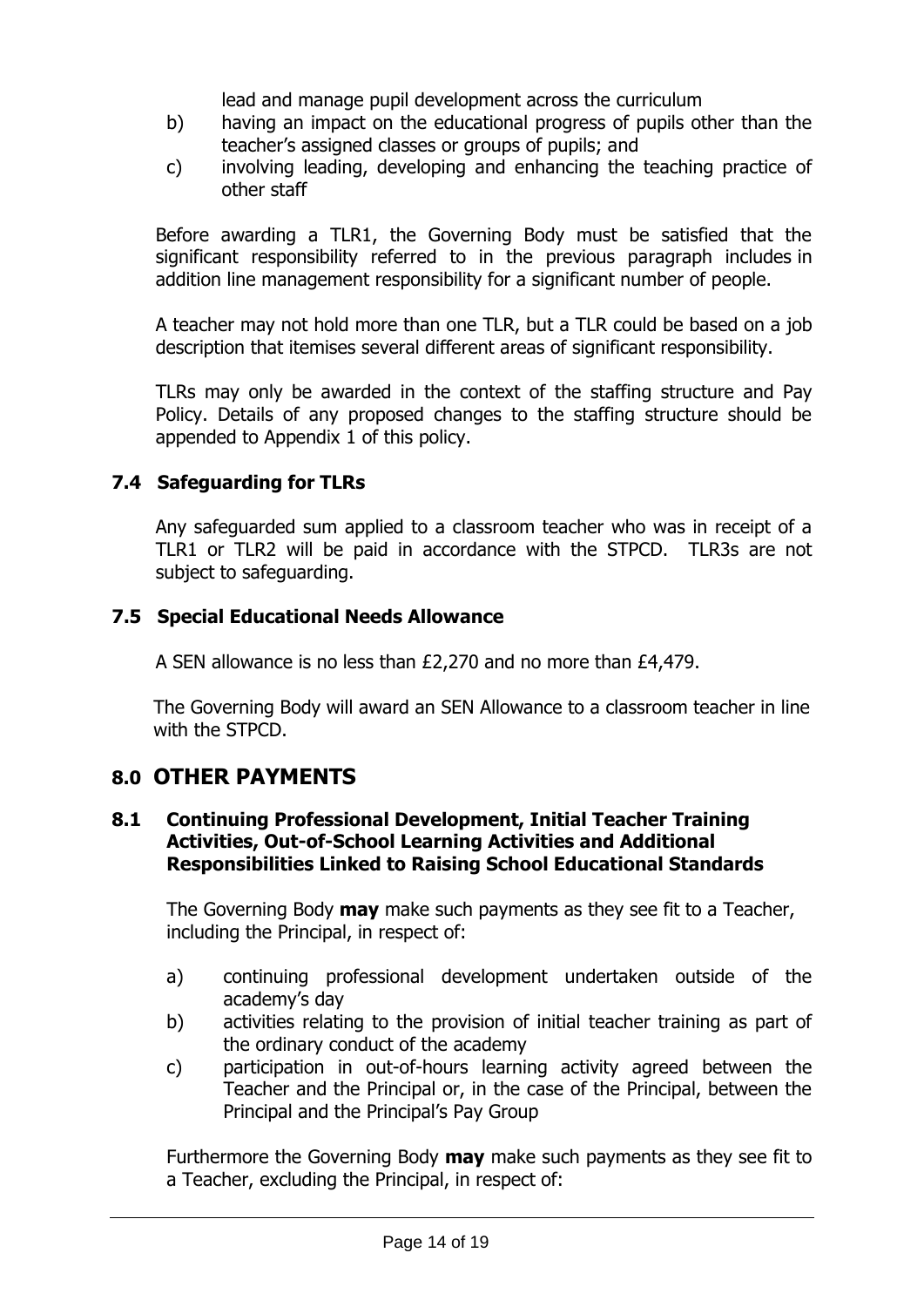lead and manage pupil development across the curriculum

b) having an impact on the educational progress of pupils other than the teacher's assigned classes or groups of pupils; and

c) involving leading, developing and enhancing the teaching practice of other staff

Before awarding a TLR1, the Governing Body must be satisfied that the significant responsibility referred to in the previous paragraph includes in addition line management responsibility for a significant number of people.

A teacher may not hold more than one TLR, but a TLR could be based on a job description that itemises several different areas of significant responsibility.

TLRs may only be awarded in the context of the staffing structure and Pay Policy. Details of any proposed changes to the staffing structure should be appended to Appendix 1 of this policy.

### 7.4 Safeguarding for TLRs

Any safeguarded sum applied to a classroom teacher who was in receipt of a TLR1 or TLR2 will be paid in accordance with the STPCD. TLR3s are not subject to safeguarding.

### 7.5 Special Educational Needs Allowance

A SEN allowance is no less than £2,270 and no more than £4,479.

The Governing Body will award an SEN Allowance to a classroom teacher in line with the STPCD.

## 8.0 OTHER PAYMENTS

### 8.1 Continuing Professional Development, Initial Teacher Training Activities, Out-of-School Learning Activities and Additional Responsibilities Linked to Raising School Educational Standards

The Governing Body **may** make such payments as they see fit to a Teacher, including the Principal, in respect of:

a) continuing professional development undertaken outside of the academy's day

b) activities relating to the provision of initial teacher training as part of the ordinary conduct of the academy

c) participation in out-of-hours learning activity agreed between the Teacher and the Principal or, in the case of the Principal, between the Principal and the Principal's Pay Group

Furthermore the Governing Body **may** make such payments as they see fit to a Teacher, excluding the Principal, in respect of: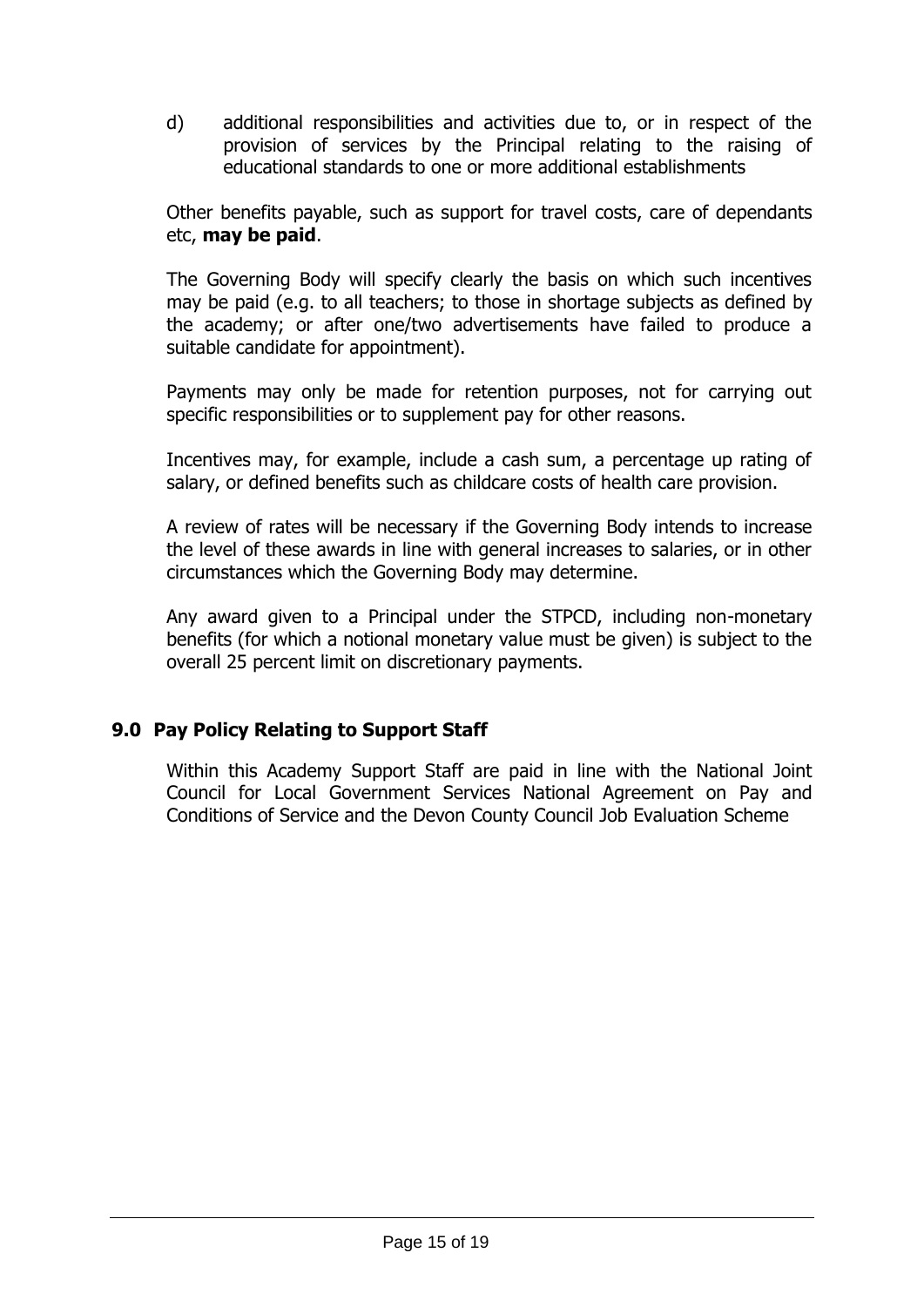d) additional responsibilities and activities due to, or in respect of the provision of services by the Principal relating to the raising of educational standards to one or more additional establishments

Other benefits payable, such as support for travel costs, care of dependants etc, **may be paid**.

The Governing Body will specify clearly the basis on which such incentives may be paid (e.g. to all teachers; to those in shortage subjects as defined by the academy; or after one/two advertisements have failed to produce a suitable candidate for appointment).

Payments may only be made for retention purposes, not for carrying out specific responsibilities or to supplement pay for other reasons.

Incentives may, for example, include a cash sum, a percentage up rating of salary, or defined benefits such as childcare costs of health care provision.

A review of rates will be necessary if the Governing Body intends to increase the level of these awards in line with general increases to salaries, or in other circumstances which the Governing Body may determine.

Any award given to a Principal under the STPCD, including non-monetary benefits (for which a notional monetary value must be given) is subject to the overall 25 percent limit on discretionary payments.

## 9.0 Pay Policy Relating to Support Staff

Within this Academy Support Staff are paid in line with the National Joint Council for Local Government Services National Agreement on Pay and Conditions of Service and the Devon County Council Job Evaluation Scheme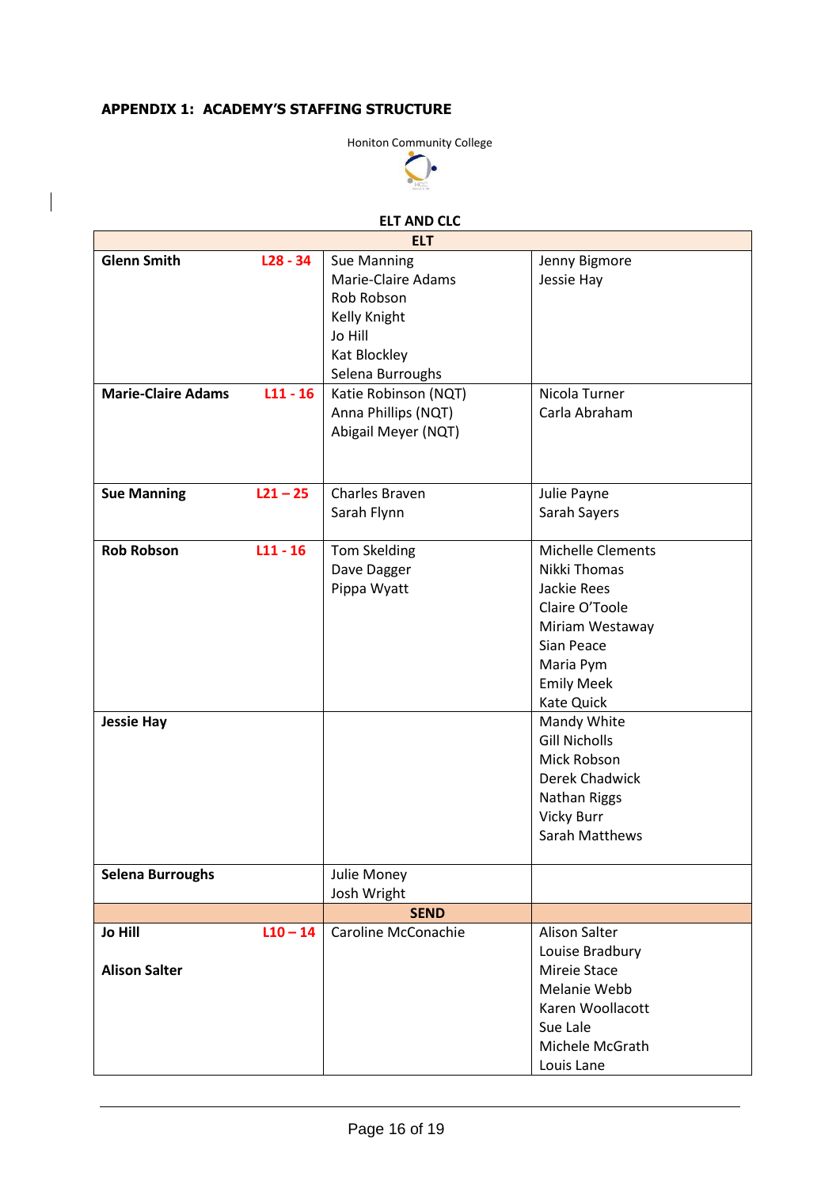**APPENDIX 1: ACADEMY'S STAFFING STRUCTURE**

Honiton Community College

**ELT AND CLC**

| | | | |
|---|---|---|---|
| **ELT** | | | |
| **Glenn Smith** | **L28 - 34** | Sue Manning<br>Marie-Claire Adams<br>Rob Robson<br>Kelly Knight<br>Jo Hill<br>Kat Blockley<br>Selena Burroughs | Jenny Bigmore<br>Jessie Hay |
| **Marie-Claire Adams** | **L11 - 16** | Katie Robinson (NQT)<br>Anna Phillips (NQT)<br>Abigail Meyer (NQT) | Nicola Turner<br>Carla Abraham |
| **Sue Manning** | **L21 – 25** | Charles Braven<br>Sarah Flynn | Julie Payne<br>Sarah Sayers |
| **Rob Robson** | **L11 - 16** | Tom Skelding<br>Dave Dagger<br>Pippa Wyatt | Michelle Clements<br>Nikki Thomas<br>Jackie Rees<br>Claire O'Toole<br>Miriam Westaway<br>Sian Peace<br>Maria Pym<br>Emily Meek<br>Kate Quick |
| **Jessie Hay** | | | Mandy White<br>Gill Nicholls<br>Mick Robson<br>Derek Chadwick<br>Nathan Riggs<br>Vicky Burr<br>Sarah Matthews |
| **Selena Burroughs** | | Julie Money<br>Josh Wright | |
| **SEND** | | | |
| **Jo Hill**<br><br>**Alison Salter** | **L10 – 14** | Caroline McConachie | Alison Salter<br>Louise Bradbury<br>Mireie Stace<br>Melanie Webb<br>Karen Woollacott<br>Sue Lale<br>Michele McGrath<br>Louis Lane |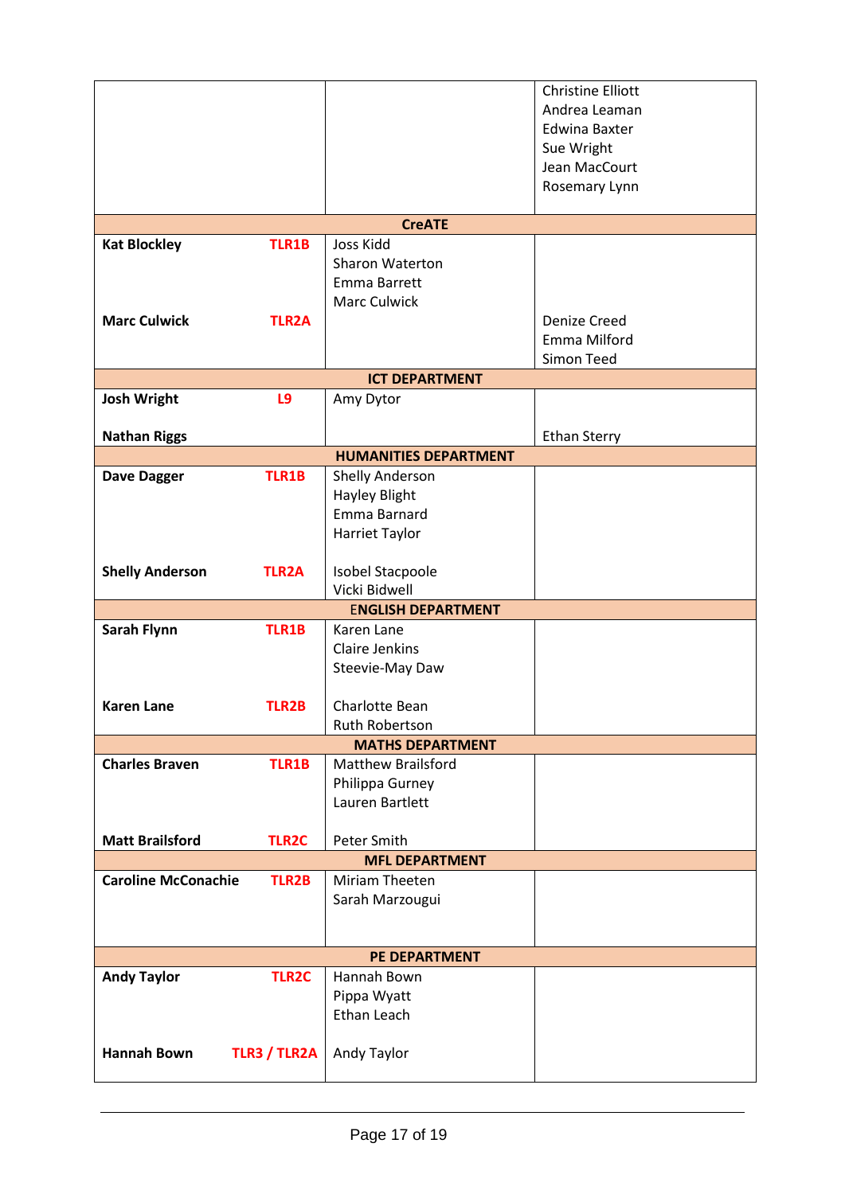| | | | |
|---|---|---|---|
| | | | Christine Elliott<br>Andrea Leaman<br>Edwina Baxter<br>Sue Wright<br>Jean MacCourt<br>Rosemary Lynn |
| **CreATE** | | | |
| **Kat Blockley** | **TLR1B** | Joss Kidd<br>Sharon Waterton<br>Emma Barrett<br>Marc Culwick | |
| **Marc Culwick** | **TLR2A** | | Denize Creed<br>Emma Milford<br>Simon Teed |
| **ICT DEPARTMENT** | | | |
| **Josh Wright** | **L9** | Amy Dytor | |
| **Nathan Riggs** | | | Ethan Sterry |
| **HUMANITIES DEPARTMENT** | | | |
| **Dave Dagger** | **TLR1B** | Shelly Anderson<br>Hayley Blight<br>Emma Barnard<br>Harriet Taylor | |
| **Shelly Anderson** | **TLR2A** | Isobel Stacpoole<br>Vicki Bidwell | |
| **ENGLISH DEPARTMENT** | | | |
| **Sarah Flynn** | **TLR1B** | Karen Lane<br>Claire Jenkins<br>Steevie-May Daw | |
| **Karen Lane** | **TLR2B** | Charlotte Bean<br>Ruth Robertson | |
| **MATHS DEPARTMENT** | | | |
| **Charles Braven** | **TLR1B** | Matthew Brailsford<br>Philippa Gurney<br>Lauren Bartlett | |
| **Matt Brailsford** | **TLR2C** | Peter Smith | |
| **MFL DEPARTMENT** | | | |
| **Caroline McConachie** | **TLR2B** | Miriam Theeten<br>Sarah Marzougui | |
| **PE DEPARTMENT** | | | |
| **Andy Taylor** | **TLR2C** | Hannah Bown<br>Pippa Wyatt<br>Ethan Leach | |
| **Hannah Bown** | **TLR3 / TLR2A** | Andy Taylor | |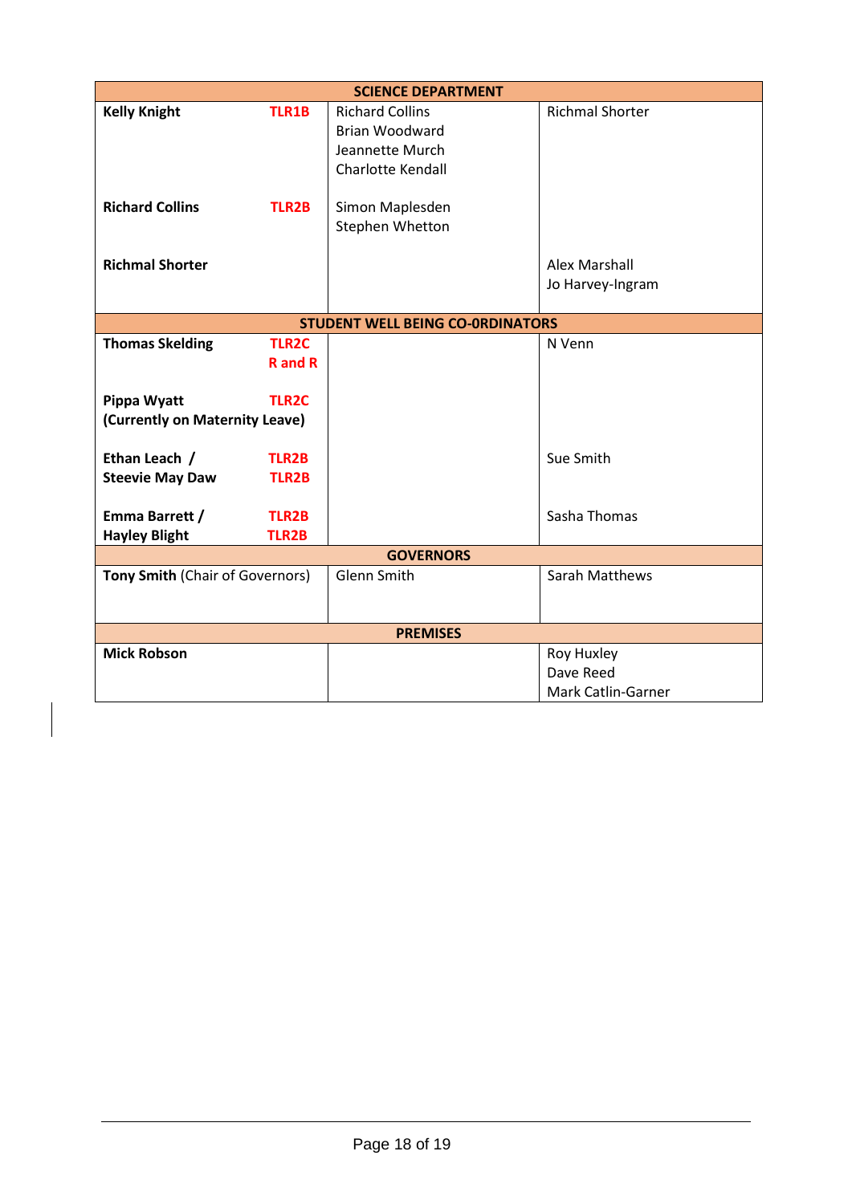| SCIENCE DEPARTMENT | | |
|---|---|---|
| **Kelly Knight** **TLR1B** | Richard Collins<br>Brian Woodward<br>Jeannette Murch<br>Charlotte Kendall | Richmal Shorter |
| **Richard Collins** **TLR2B** | Simon Maplesden<br>Stephen Whetton | |
| **Richmal Shorter** | | Alex Marshall<br>Jo Harvey-Ingram |
| **STUDENT WELL BEING CO-0RDINATORS** | | |
| **Thomas Skelding** **TLR2C** **R and R** | | N Venn |
| **Pippa Wyatt** **TLR2C** **(Currently on Maternity Leave)** | | |
| **Ethan Leach /** **TLR2B**<br>**Steevie May Daw** **TLR2B** | | Sue Smith |
| **Emma Barrett /** **TLR2B**<br>**Hayley Blight** **TLR2B** | | Sasha Thomas |
| **GOVERNORS** | | |
| **Tony Smith** (Chair of Governors) | Glenn Smith | Sarah Matthews |
| **PREMISES** | | |
| **Mick Robson** | | Roy Huxley<br>Dave Reed<br>Mark Catlin-Garner |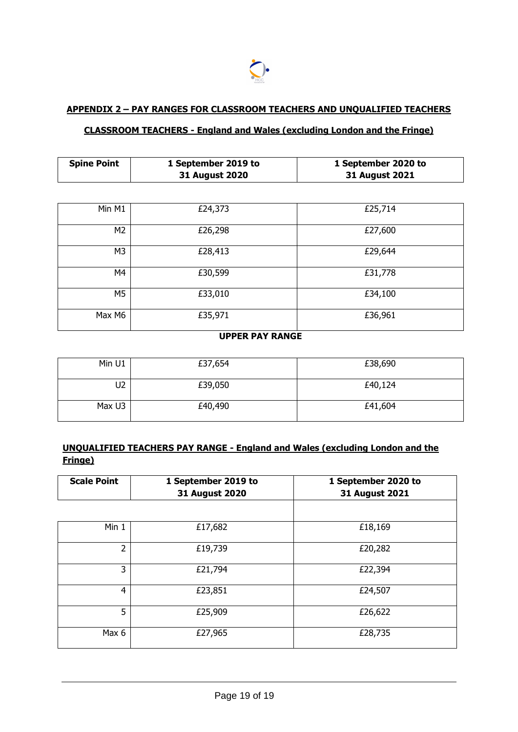## APPENDIX 2 – PAY RANGES FOR CLASSROOM TEACHERS AND UNQUALIFIED TEACHERS

### CLASSROOM TEACHERS - England and Wales (excluding London and the Fringe)

| Spine Point | 1 September 2019 to 31 August 2020 | 1 September 2020 to 31 August 2021 |
|---|---|---|
| Min M1 | £24,373 | £25,714 |
| M2 | £26,298 | £27,600 |
| M3 | £28,413 | £29,644 |
| M4 | £30,599 | £31,778 |
| M5 | £33,010 | £34,100 |
| Max M6 | £35,971 | £36,961 |

**UPPER PAY RANGE**

| | | |
|---|---|---|
| Min U1 | £37,654 | £38,690 |
| U2 | £39,050 | £40,124 |
| Max U3 | £40,490 | £41,604 |

### UNQUALIFIED TEACHERS PAY RANGE - England and Wales (excluding London and the Fringe)

| Scale Point | 1 September 2019 to 31 August 2020 | 1 September 2020 to 31 August 2021 |
|---|---|---|
| Min 1 | £17,682 | £18,169 |
| 2 | £19,739 | £20,282 |
| 3 | £21,794 | £22,394 |
| 4 | £23,851 | £24,507 |
| 5 | £25,909 | £26,622 |
| Max 6 | £27,965 | £28,735 |